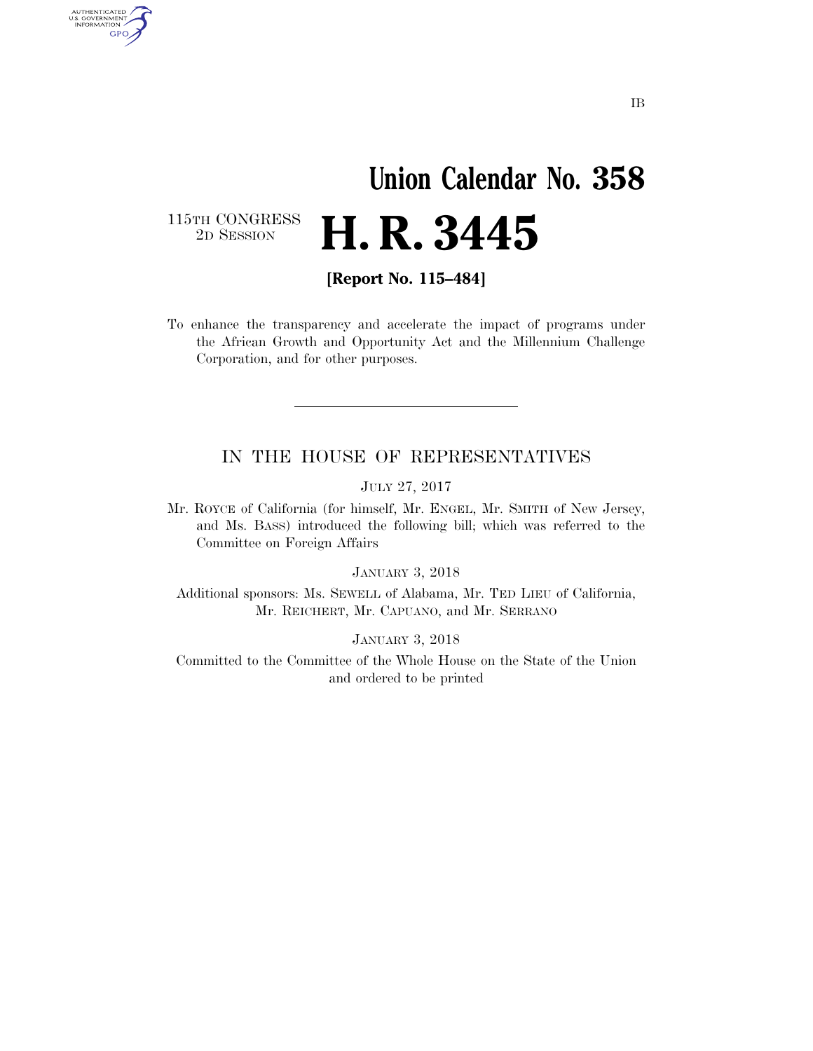IB

# Union Calendar No. 358

115TH CONGRESS
2D SESSION

# H. R. 3445

**[Report No. 115–484]**

To enhance the transparency and accelerate the impact of programs under the African Growth and Opportunity Act and the Millennium Challenge Corporation, and for other purposes.

---

## IN THE HOUSE OF REPRESENTATIVES

JULY 27, 2017

Mr. ROYCE of California (for himself, Mr. ENGEL, Mr. SMITH of New Jersey, and Ms. BASS) introduced the following bill; which was referred to the Committee on Foreign Affairs

JANUARY 3, 2018

Additional sponsors: Ms. SEWELL of Alabama, Mr. TED LIEU of California, Mr. REICHERT, Mr. CAPUANO, and Mr. SERRANO

JANUARY 3, 2018

Committed to the Committee of the Whole House on the State of the Union and ordered to be printed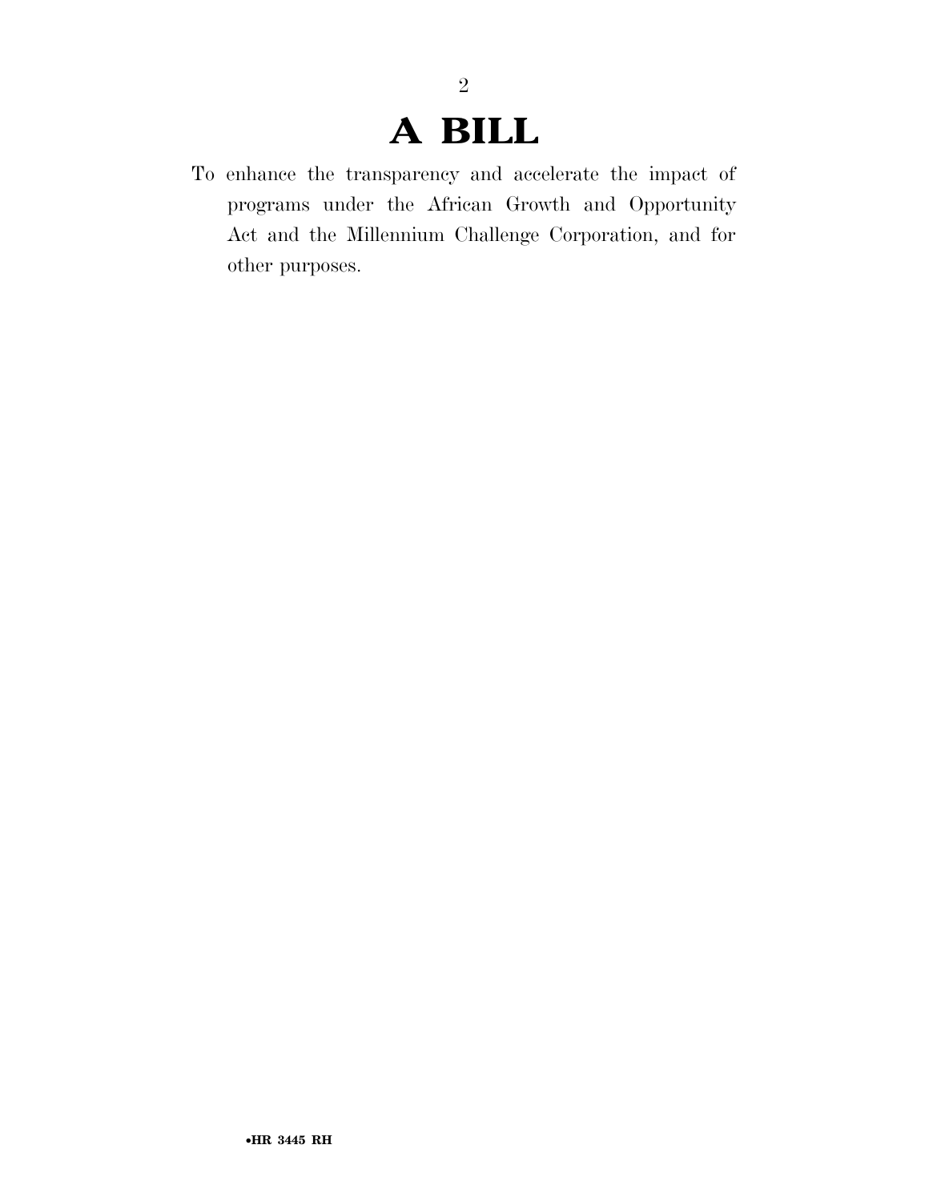# A BILL

To enhance the transparency and accelerate the impact of programs under the African Growth and Opportunity Act and the Millennium Challenge Corporation, and for other purposes.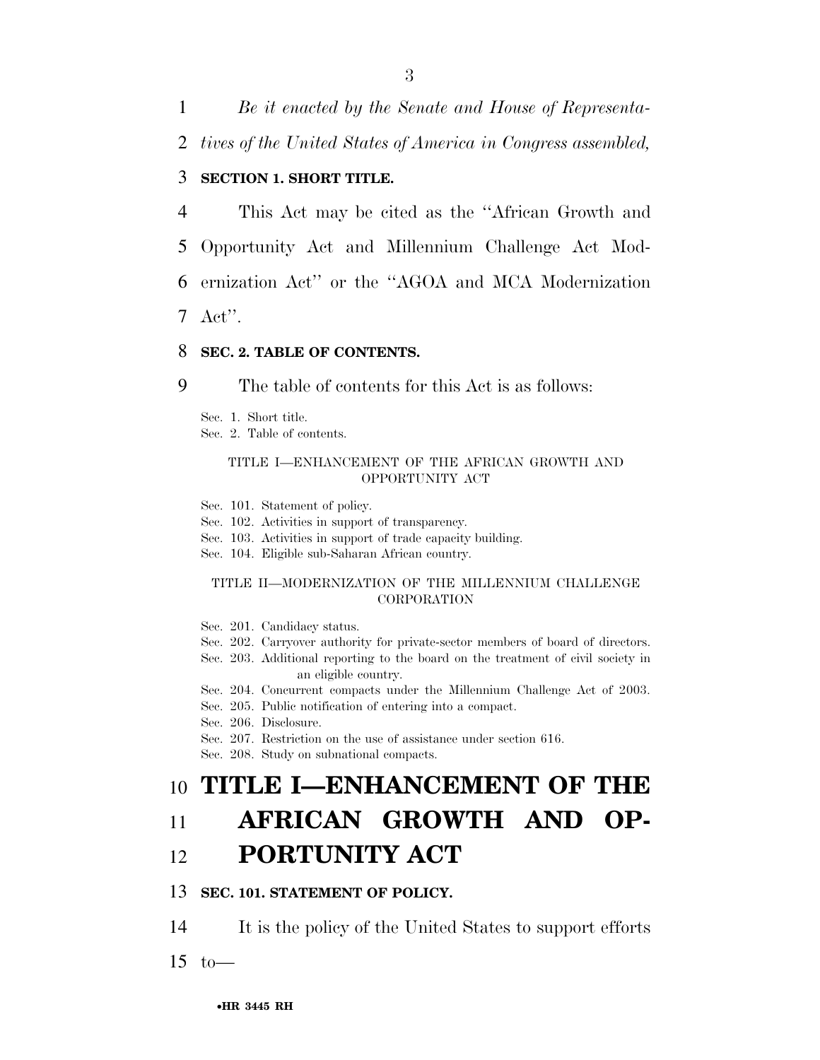*Be it enacted by the Senate and House of Representatives of the United States of America in Congress assembled,*

**SECTION 1. SHORT TITLE.**

This Act may be cited as the "African Growth and Opportunity Act and Millennium Challenge Act Modernization Act" or the "AGOA and MCA Modernization Act".

**SEC. 2. TABLE OF CONTENTS.**

The table of contents for this Act is as follows:

Sec. 1. Short title.
Sec. 2. Table of contents.

TITLE I—ENHANCEMENT OF THE AFRICAN GROWTH AND OPPORTUNITY ACT

Sec. 101. Statement of policy.
Sec. 102. Activities in support of transparency.
Sec. 103. Activities in support of trade capacity building.
Sec. 104. Eligible sub-Saharan African country.

TITLE II—MODERNIZATION OF THE MILLENNIUM CHALLENGE CORPORATION

Sec. 201. Candidacy status.
Sec. 202. Carryover authority for private-sector members of board of directors.
Sec. 203. Additional reporting to the board on the treatment of civil society in an eligible country.
Sec. 204. Concurrent compacts under the Millennium Challenge Act of 2003.
Sec. 205. Public notification of entering into a compact.
Sec. 206. Disclosure.
Sec. 207. Restriction on the use of assistance under section 616.
Sec. 208. Study on subnational compacts.

# TITLE I—ENHANCEMENT OF THE AFRICAN GROWTH AND OPPORTUNITY ACT

**SEC. 101. STATEMENT OF POLICY.**

It is the policy of the United States to support efforts to—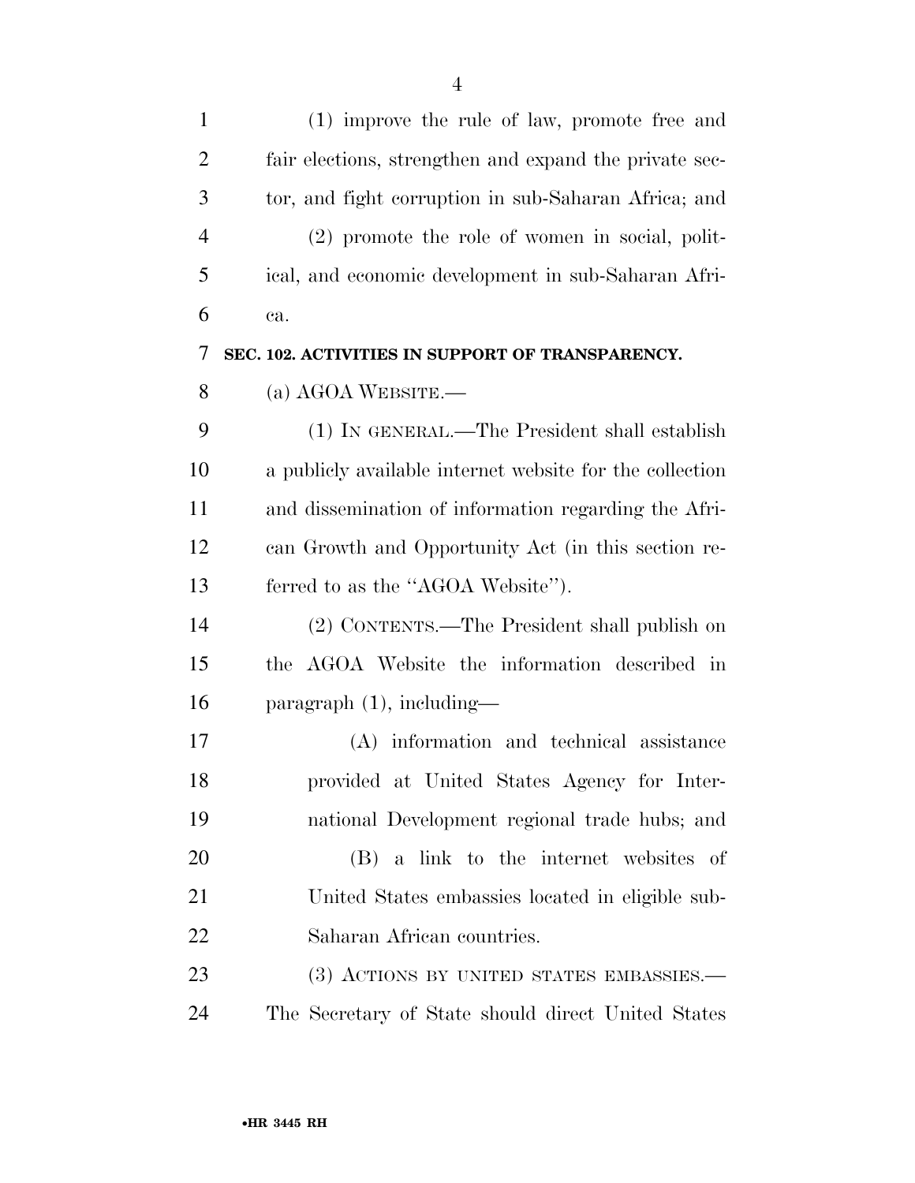(1) improve the rule of law, promote free and fair elections, strengthen and expand the private sector, and fight corruption in sub-Saharan Africa; and

(2) promote the role of women in social, political, and economic development in sub-Saharan Africa.

**SEC. 102. ACTIVITIES IN SUPPORT OF TRANSPARENCY.**

(a) AGOA WEBSITE.—

(1) IN GENERAL.—The President shall establish a publicly available internet website for the collection and dissemination of information regarding the African Growth and Opportunity Act (in this section referred to as the "AGOA Website").

(2) CONTENTS.—The President shall publish on the AGOA Website the information described in paragraph (1), including—

(A) information and technical assistance provided at United States Agency for International Development regional trade hubs; and

(B) a link to the internet websites of United States embassies located in eligible sub-Saharan African countries.

(3) ACTIONS BY UNITED STATES EMBASSIES.—The Secretary of State should direct United States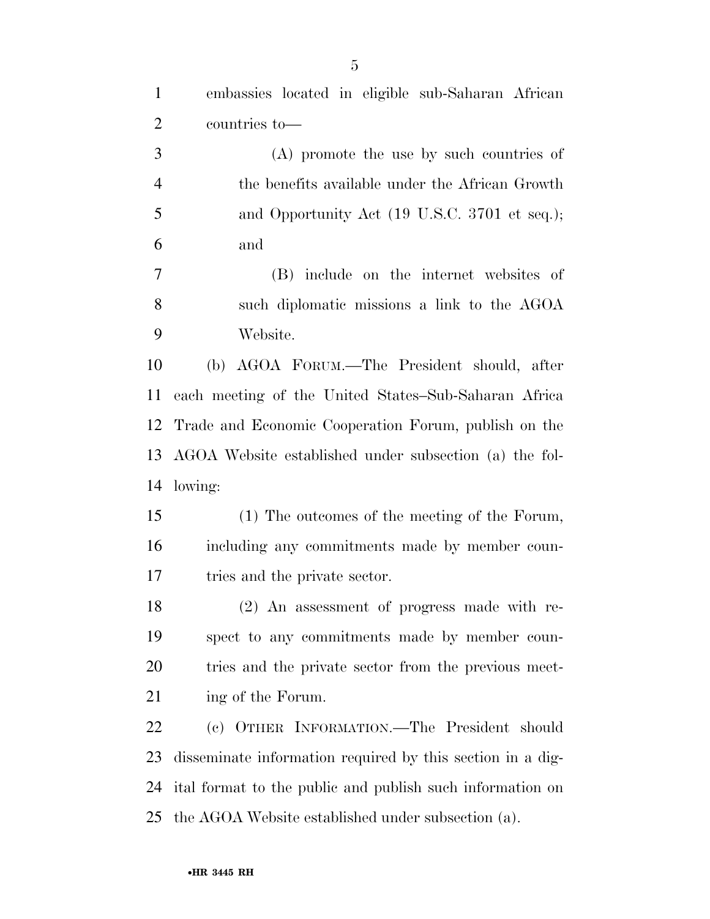embassies located in eligible sub-Saharan African countries to—

(A) promote the use by such countries of the benefits available under the African Growth and Opportunity Act (19 U.S.C. 3701 et seq.); and

(B) include on the internet websites of such diplomatic missions a link to the AGOA Website.

(b) AGOA FORUM.—The President should, after each meeting of the United States–Sub-Saharan Africa Trade and Economic Cooperation Forum, publish on the AGOA Website established under subsection (a) the following:

(1) The outcomes of the meeting of the Forum, including any commitments made by member countries and the private sector.

(2) An assessment of progress made with respect to any commitments made by member countries and the private sector from the previous meeting of the Forum.

(c) OTHER INFORMATION.—The President should disseminate information required by this section in a digital format to the public and publish such information on the AGOA Website established under subsection (a).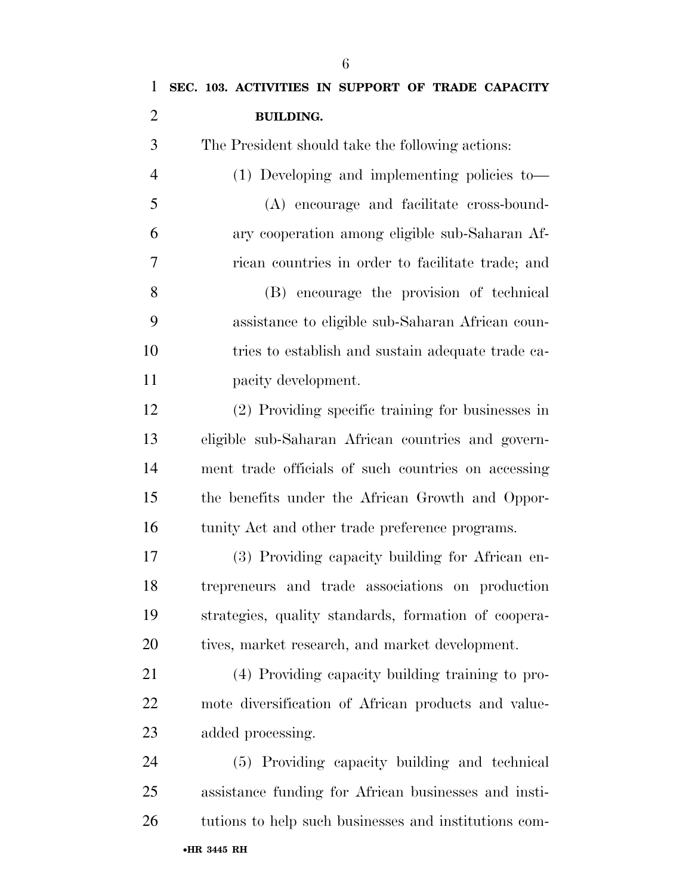**SEC. 103. ACTIVITIES IN SUPPORT OF TRADE CAPACITY BUILDING.**

The President should take the following actions:

(1) Developing and implementing policies to—

(A) encourage and facilitate cross-boundary cooperation among eligible sub-Saharan African countries in order to facilitate trade; and

(B) encourage the provision of technical assistance to eligible sub-Saharan African countries to establish and sustain adequate trade capacity development.

(2) Providing specific training for businesses in eligible sub-Saharan African countries and government trade officials of such countries on accessing the benefits under the African Growth and Opportunity Act and other trade preference programs.

(3) Providing capacity building for African entrepreneurs and trade associations on production strategies, quality standards, formation of cooperatives, market research, and market development.

(4) Providing capacity building training to promote diversification of African products and value-added processing.

(5) Providing capacity building and technical assistance funding for African businesses and institutions to help such businesses and institutions com-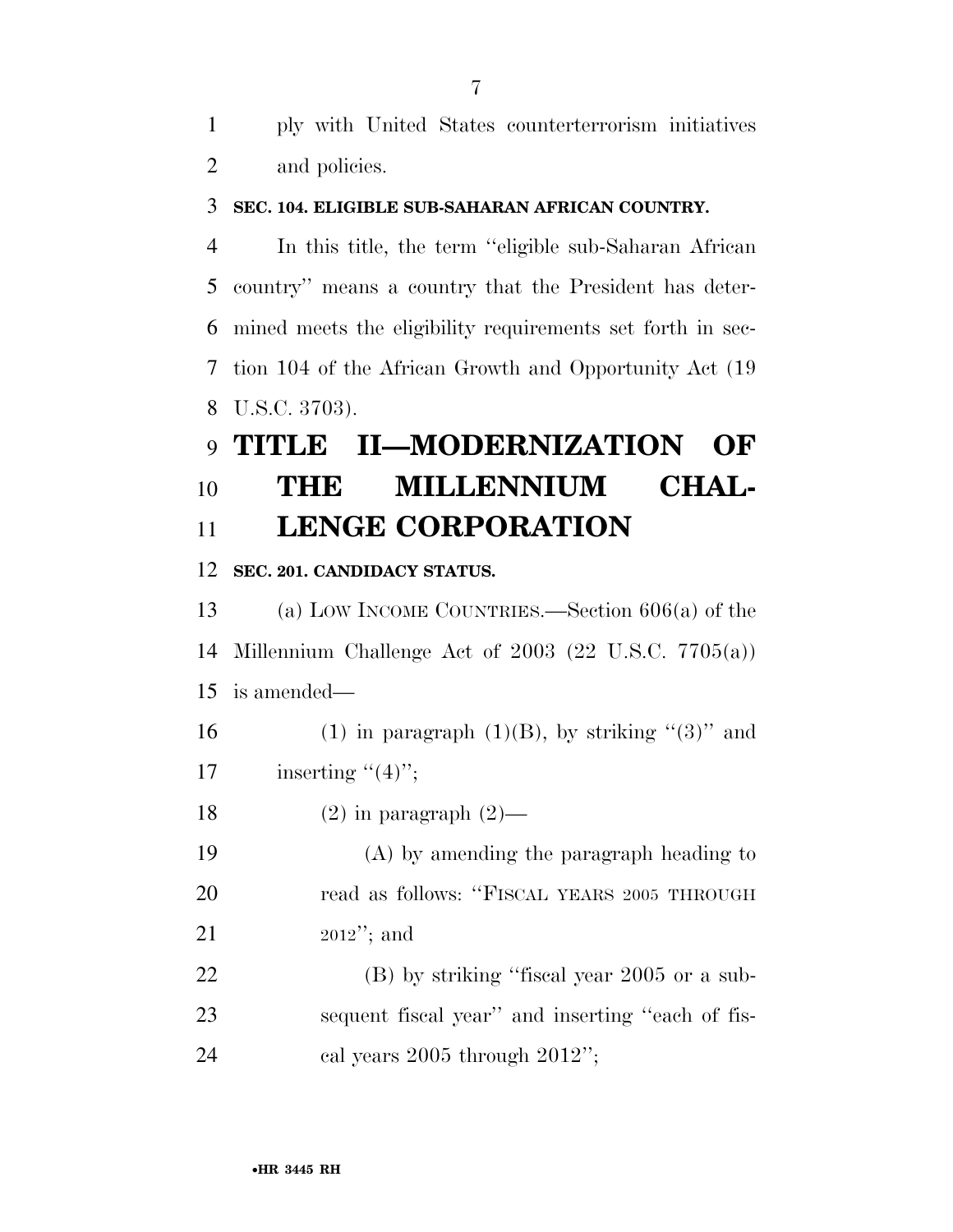ply with United States counterterrorism initiatives and policies.

**SEC. 104. ELIGIBLE SUB-SAHARAN AFRICAN COUNTRY.**

In this title, the term ''eligible sub-Saharan African country'' means a country that the President has determined meets the eligibility requirements set forth in section 104 of the African Growth and Opportunity Act (19 U.S.C. 3703).

# TITLE II—MODERNIZATION OF THE MILLENNIUM CHALLENGE CORPORATION

**SEC. 201. CANDIDACY STATUS.**

(a) LOW INCOME COUNTRIES.—Section 606(a) of the Millennium Challenge Act of 2003 (22 U.S.C. 7705(a)) is amended—

(1) in paragraph (1)(B), by striking ''(3)'' and inserting ''(4)'';

(2) in paragraph (2)—

(A) by amending the paragraph heading to read as follows: ''FISCAL YEARS 2005 THROUGH 2012''; and

(B) by striking ''fiscal year 2005 or a subsequent fiscal year'' and inserting ''each of fiscal years 2005 through 2012'';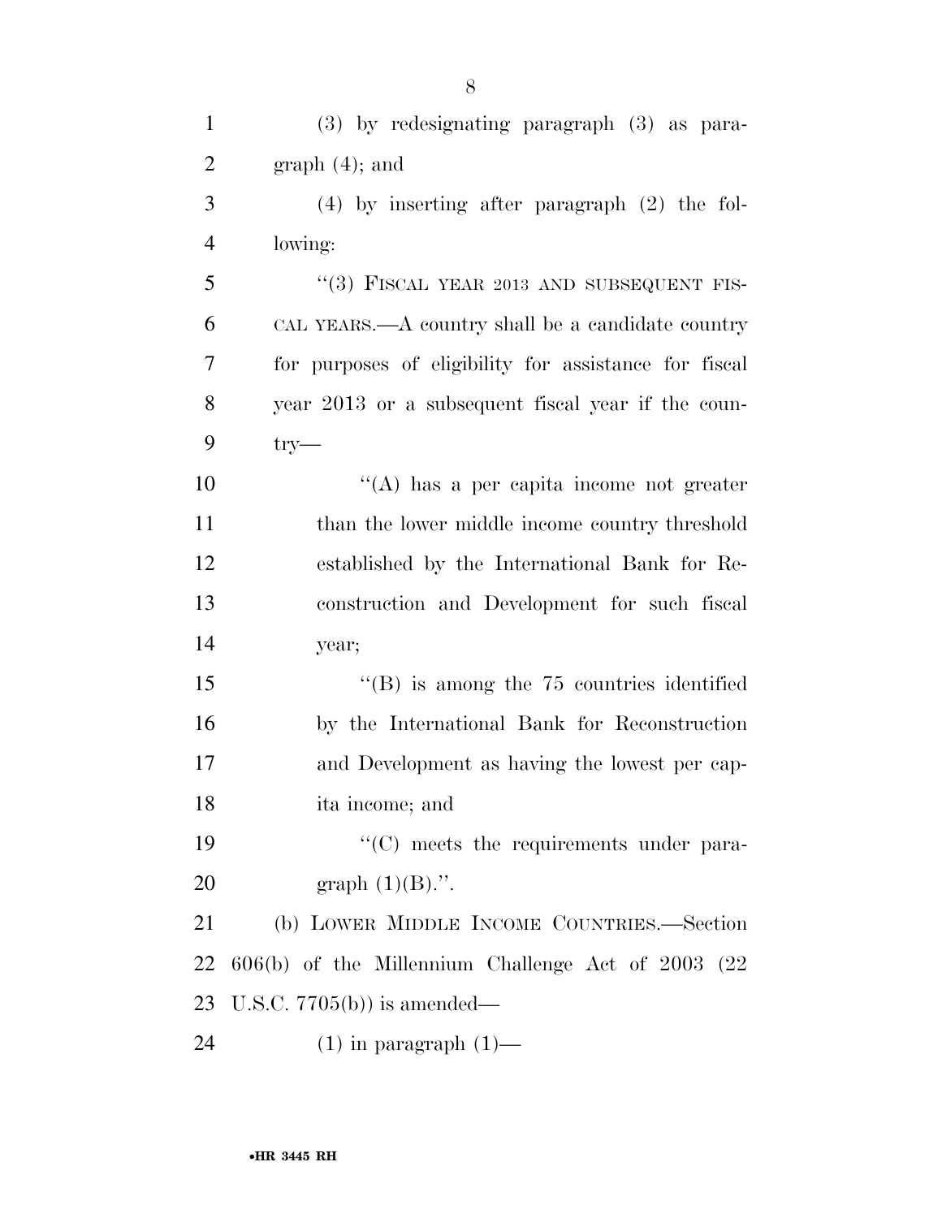(3) by redesignating paragraph (3) as paragraph (4); and

(4) by inserting after paragraph (2) the following:

"(3) FISCAL YEAR 2013 AND SUBSEQUENT FISCAL YEARS.—A country shall be a candidate country for purposes of eligibility for assistance for fiscal year 2013 or a subsequent fiscal year if the country—

"(A) has a per capita income not greater than the lower middle income country threshold established by the International Bank for Reconstruction and Development for such fiscal year;

"(B) is among the 75 countries identified by the International Bank for Reconstruction and Development as having the lowest per capita income; and

"(C) meets the requirements under paragraph (1)(B).".

(b) LOWER MIDDLE INCOME COUNTRIES.—Section 606(b) of the Millennium Challenge Act of 2003 (22 U.S.C. 7705(b)) is amended—

(1) in paragraph (1)—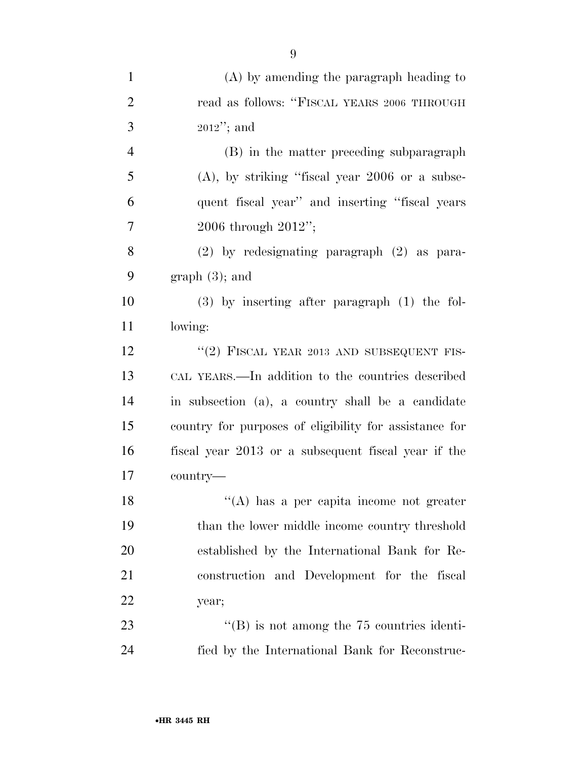(A) by amending the paragraph heading to read as follows: "FISCAL YEARS 2006 THROUGH 2012"; and

(B) in the matter preceding subparagraph (A), by striking "fiscal year 2006 or a subsequent fiscal year" and inserting "fiscal years 2006 through 2012";

(2) by redesignating paragraph (2) as paragraph (3); and

(3) by inserting after paragraph (1) the following:

"(2) FISCAL YEAR 2013 AND SUBSEQUENT FISCAL YEARS.—In addition to the countries described in subsection (a), a country shall be a candidate country for purposes of eligibility for assistance for fiscal year 2013 or a subsequent fiscal year if the country—

"(A) has a per capita income not greater than the lower middle income country threshold established by the International Bank for Reconstruction and Development for the fiscal year;

"(B) is not among the 75 countries identified by the International Bank for Reconstruc-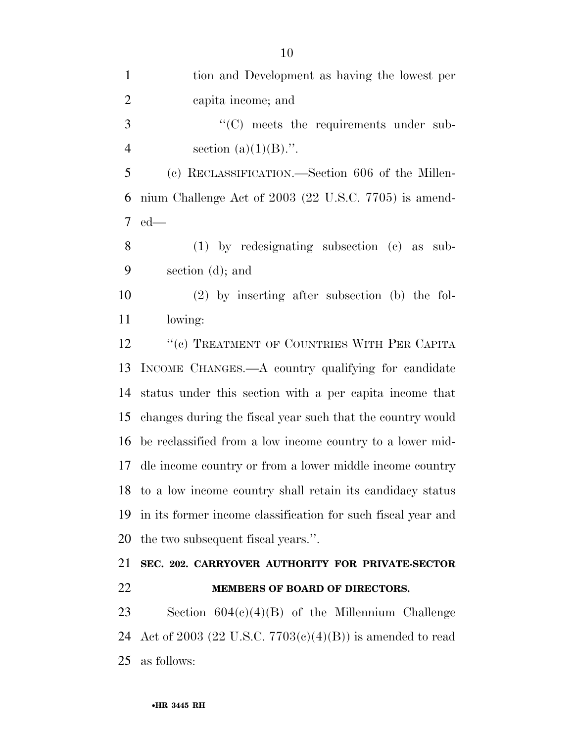tion and Development as having the lowest per capita income; and

''(C) meets the requirements under subsection (a)(1)(B).''.

(c) RECLASSIFICATION.—Section 606 of the Millennium Challenge Act of 2003 (22 U.S.C. 7705) is amended—

(1) by redesignating subsection (c) as subsection (d); and

(2) by inserting after subsection (b) the following:

''(c) TREATMENT OF COUNTRIES WITH PER CAPITA INCOME CHANGES.—A country qualifying for candidate status under this section with a per capita income that changes during the fiscal year such that the country would be reclassified from a low income country to a lower middle income country or from a lower middle income country to a low income country shall retain its candidacy status in its former income classification for such fiscal year and the two subsequent fiscal years.''.

**SEC. 202. CARRYOVER AUTHORITY FOR PRIVATE-SECTOR MEMBERS OF BOARD OF DIRECTORS.**

Section 604(c)(4)(B) of the Millennium Challenge Act of 2003 (22 U.S.C. 7703(c)(4)(B)) is amended to read as follows: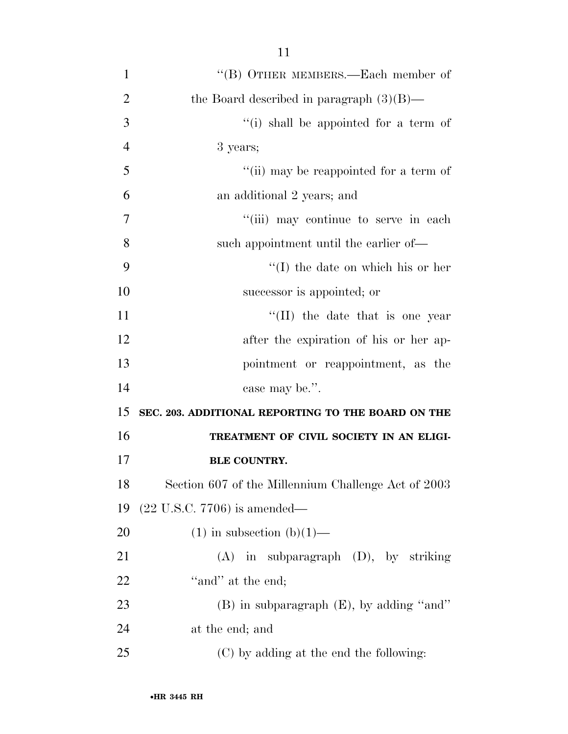"(B) OTHER MEMBERS.—Each member of the Board described in paragraph (3)(B)—

"(i) shall be appointed for a term of 3 years;

"(ii) may be reappointed for a term of an additional 2 years; and

"(iii) may continue to serve in each such appointment until the earlier of—

"(I) the date on which his or her successor is appointed; or

"(II) the date that is one year after the expiration of his or her appointment or reappointment, as the case may be.".

**SEC. 203. ADDITIONAL REPORTING TO THE BOARD ON THE TREATMENT OF CIVIL SOCIETY IN AN ELIGIBLE COUNTRY.**

Section 607 of the Millennium Challenge Act of 2003 (22 U.S.C. 7706) is amended—

(1) in subsection (b)(1)—

(A) in subparagraph (D), by striking "and" at the end;

(B) in subparagraph (E), by adding "and" at the end; and

(C) by adding at the end the following: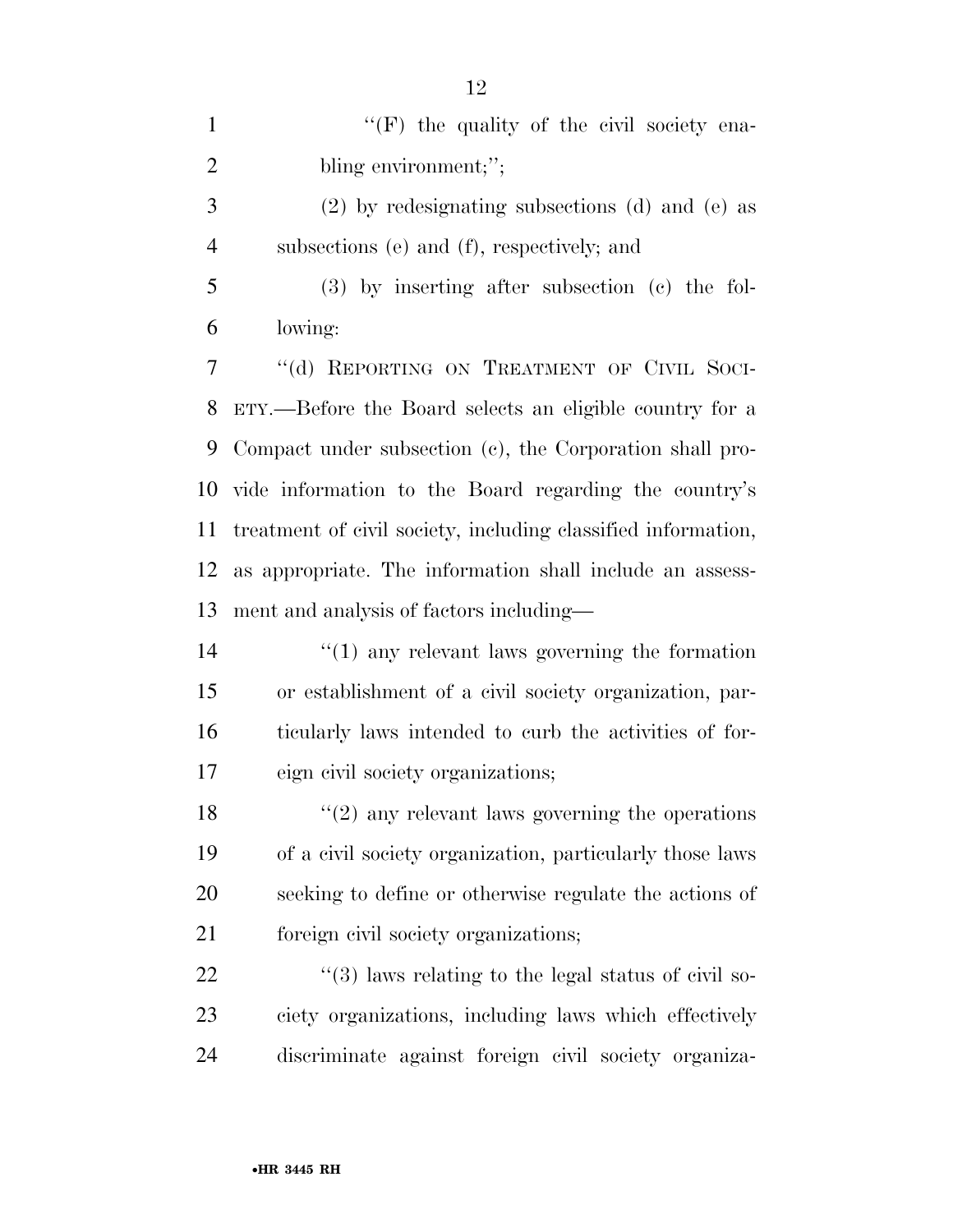"(F) the quality of the civil society enabling environment;";

(2) by redesignating subsections (d) and (e) as subsections (e) and (f), respectively; and

(3) by inserting after subsection (c) the following:

"(d) REPORTING ON TREATMENT OF CIVIL SOCIETY.—Before the Board selects an eligible country for a Compact under subsection (c), the Corporation shall provide information to the Board regarding the country's treatment of civil society, including classified information, as appropriate. The information shall include an assessment and analysis of factors including—

"(1) any relevant laws governing the formation or establishment of a civil society organization, particularly laws intended to curb the activities of foreign civil society organizations;

"(2) any relevant laws governing the operations of a civil society organization, particularly those laws seeking to define or otherwise regulate the actions of foreign civil society organizations;

"(3) laws relating to the legal status of civil society organizations, including laws which effectively discriminate against foreign civil society organiza-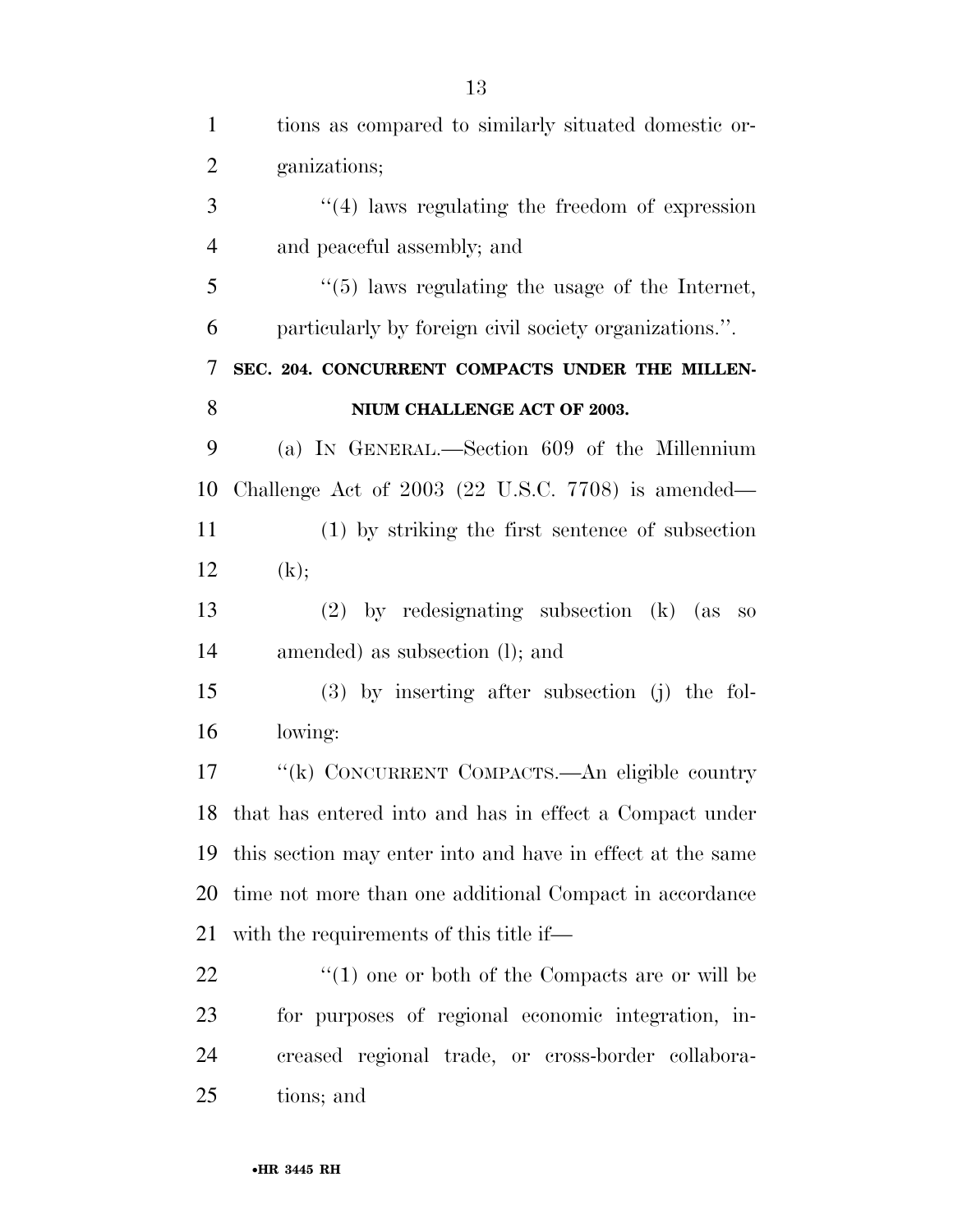tions as compared to similarly situated domestic organizations;

"(4) laws regulating the freedom of expression and peaceful assembly; and

"(5) laws regulating the usage of the Internet, particularly by foreign civil society organizations.".

**SEC. 204. CONCURRENT COMPACTS UNDER THE MILLENNIUM CHALLENGE ACT OF 2003.**

(a) IN GENERAL.—Section 609 of the Millennium Challenge Act of 2003 (22 U.S.C. 7708) is amended—

(1) by striking the first sentence of subsection (k);

(2) by redesignating subsection (k) (as so amended) as subsection (l); and

(3) by inserting after subsection (j) the following:

"(k) CONCURRENT COMPACTS.—An eligible country that has entered into and has in effect a Compact under this section may enter into and have in effect at the same time not more than one additional Compact in accordance with the requirements of this title if—

"(1) one or both of the Compacts are or will be for purposes of regional economic integration, increased regional trade, or cross-border collaborations; and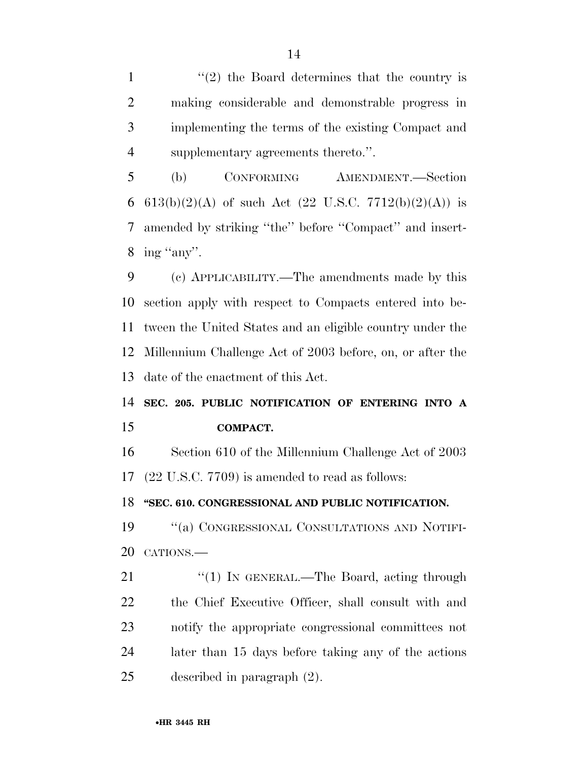''(2) the Board determines that the country is making considerable and demonstrable progress in implementing the terms of the existing Compact and supplementary agreements thereto.''.

(b) CONFORMING AMENDMENT.—Section 613(b)(2)(A) of such Act (22 U.S.C. 7712(b)(2)(A)) is amended by striking ''the'' before ''Compact'' and inserting ''any''.

(c) APPLICABILITY.—The amendments made by this section apply with respect to Compacts entered into between the United States and an eligible country under the Millennium Challenge Act of 2003 before, on, or after the date of the enactment of this Act.

**SEC. 205. PUBLIC NOTIFICATION OF ENTERING INTO A COMPACT.**

Section 610 of the Millennium Challenge Act of 2003 (22 U.S.C. 7709) is amended to read as follows:

**''SEC. 610. CONGRESSIONAL AND PUBLIC NOTIFICATION.**

''(a) CONGRESSIONAL CONSULTATIONS AND NOTIFICATIONS.—

''(1) IN GENERAL.—The Board, acting through the Chief Executive Officer, shall consult with and notify the appropriate congressional committees not later than 15 days before taking any of the actions described in paragraph (2).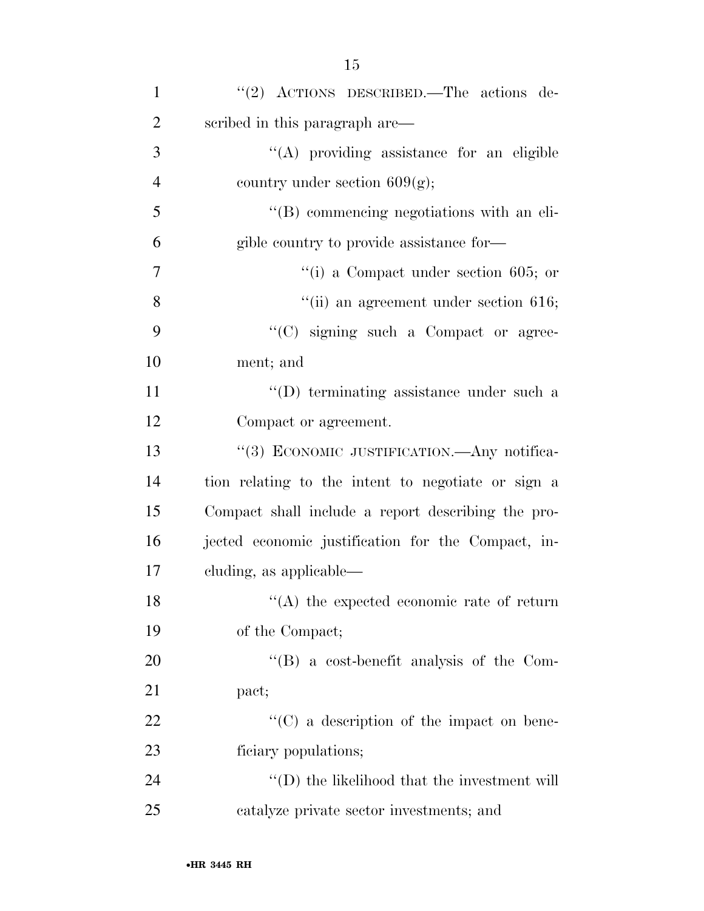"(2) ACTIONS DESCRIBED.—The actions described in this paragraph are—

"(A) providing assistance for an eligible country under section 609(g);

"(B) commencing negotiations with an eligible country to provide assistance for—

"(i) a Compact under section 605; or

"(ii) an agreement under section 616;

"(C) signing such a Compact or agreement; and

"(D) terminating assistance under such a Compact or agreement.

"(3) ECONOMIC JUSTIFICATION.—Any notification relating to the intent to negotiate or sign a Compact shall include a report describing the projected economic justification for the Compact, including, as applicable—

"(A) the expected economic rate of return of the Compact;

"(B) a cost-benefit analysis of the Compact;

"(C) a description of the impact on beneficiary populations;

"(D) the likelihood that the investment will catalyze private sector investments; and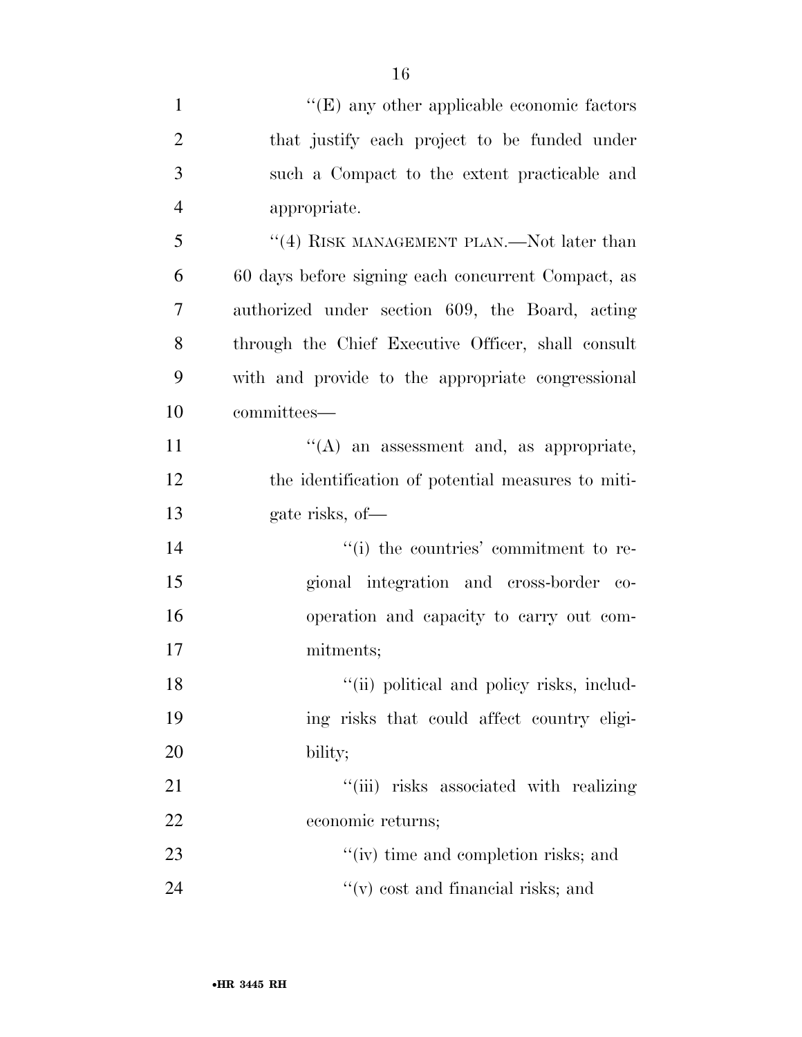"(E) any other applicable economic factors that justify each project to be funded under such a Compact to the extent practicable and appropriate.

"(4) RISK MANAGEMENT PLAN.—Not later than 60 days before signing each concurrent Compact, as authorized under section 609, the Board, acting through the Chief Executive Officer, shall consult with and provide to the appropriate congressional committees—

"(A) an assessment and, as appropriate, the identification of potential measures to mitigate risks, of—

"(i) the countries' commitment to regional integration and cross-border cooperation and capacity to carry out commitments;

"(ii) political and policy risks, including risks that could affect country eligibility;

"(iii) risks associated with realizing economic returns;

"(iv) time and completion risks; and

"(v) cost and financial risks; and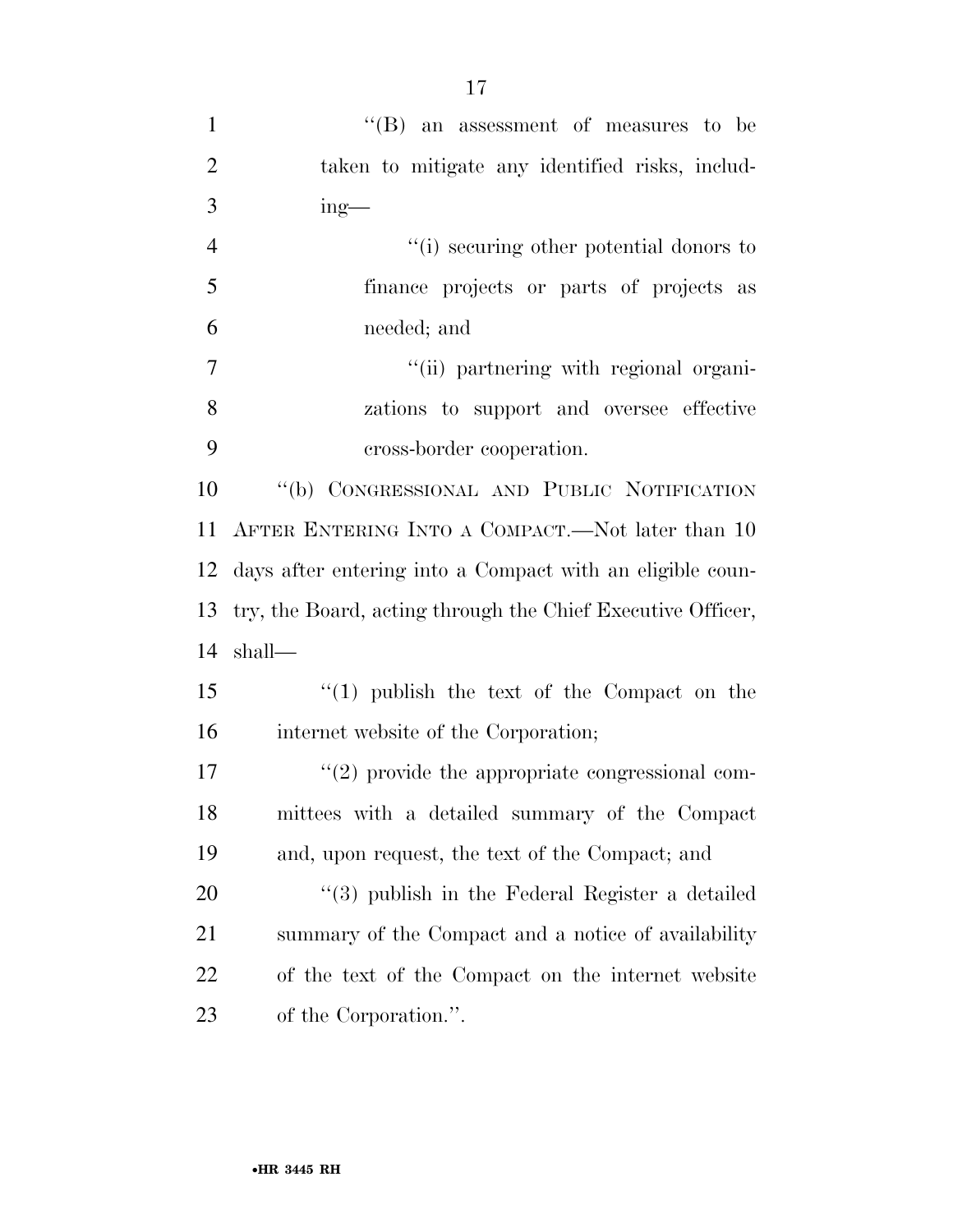''(B) an assessment of measures to be taken to mitigate any identified risks, including—

''(i) securing other potential donors to finance projects or parts of projects as needed; and

''(ii) partnering with regional organizations to support and oversee effective cross-border cooperation.

''(b) CONGRESSIONAL AND PUBLIC NOTIFICATION AFTER ENTERING INTO A COMPACT.—Not later than 10 days after entering into a Compact with an eligible country, the Board, acting through the Chief Executive Officer, shall—

''(1) publish the text of the Compact on the internet website of the Corporation;

''(2) provide the appropriate congressional committees with a detailed summary of the Compact and, upon request, the text of the Compact; and

''(3) publish in the Federal Register a detailed summary of the Compact and a notice of availability of the text of the Compact on the internet website of the Corporation.''.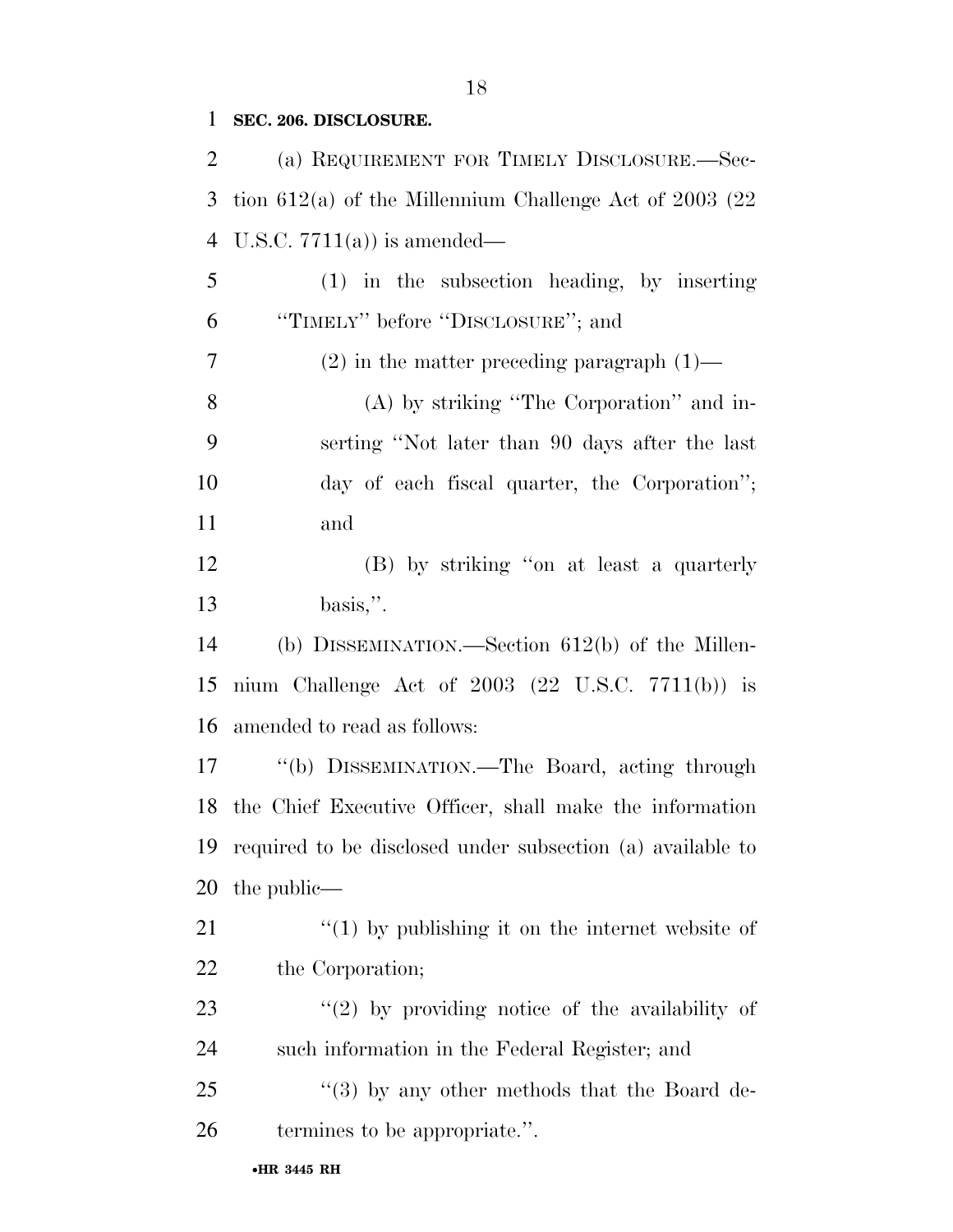**SEC. 206. DISCLOSURE.**

(a) REQUIREMENT FOR TIMELY DISCLOSURE.—Section 612(a) of the Millennium Challenge Act of 2003 (22 U.S.C. 7711(a)) is amended—

(1) in the subsection heading, by inserting "TIMELY" before "DISCLOSURE"; and

(2) in the matter preceding paragraph (1)—

(A) by striking "The Corporation" and inserting "Not later than 90 days after the last day of each fiscal quarter, the Corporation"; and

(B) by striking "on at least a quarterly basis,".

(b) DISSEMINATION.—Section 612(b) of the Millennium Challenge Act of 2003 (22 U.S.C. 7711(b)) is amended to read as follows:

"(b) DISSEMINATION.—The Board, acting through the Chief Executive Officer, shall make the information required to be disclosed under subsection (a) available to the public—

"(1) by publishing it on the internet website of the Corporation;

"(2) by providing notice of the availability of such information in the Federal Register; and

"(3) by any other methods that the Board determines to be appropriate.".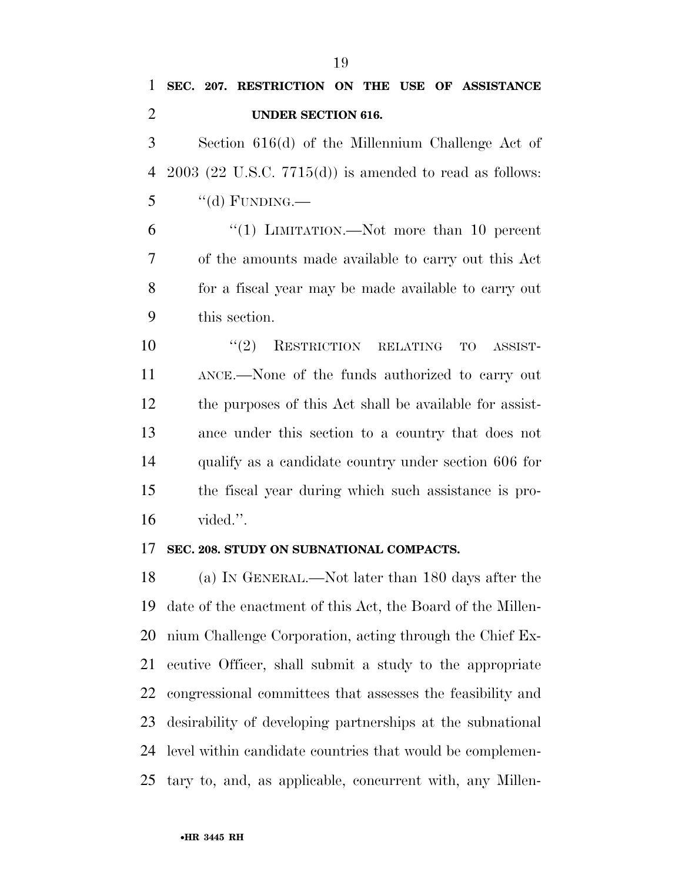**SEC. 207. RESTRICTION ON THE USE OF ASSISTANCE UNDER SECTION 616.**

Section 616(d) of the Millennium Challenge Act of 2003 (22 U.S.C. 7715(d)) is amended to read as follows:

"(d) FUNDING.—

"(1) LIMITATION.—Not more than 10 percent of the amounts made available to carry out this Act for a fiscal year may be made available to carry out this section.

"(2) RESTRICTION RELATING TO ASSISTANCE.—None of the funds authorized to carry out the purposes of this Act shall be available for assistance under this section to a country that does not qualify as a candidate country under section 606 for the fiscal year during which such assistance is provided.".

**SEC. 208. STUDY ON SUBNATIONAL COMPACTS.**

(a) IN GENERAL.—Not later than 180 days after the date of the enactment of this Act, the Board of the Millennium Challenge Corporation, acting through the Chief Executive Officer, shall submit a study to the appropriate congressional committees that assesses the feasibility and desirability of developing partnerships at the subnational level within candidate countries that would be complementary to, and, as applicable, concurrent with, any Millen-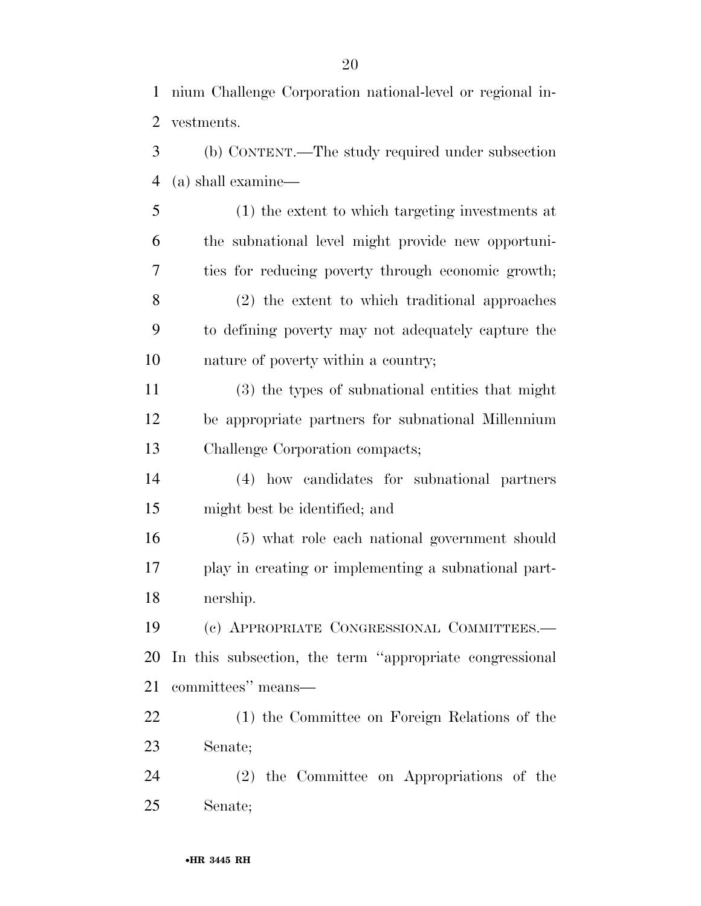nium Challenge Corporation national-level or regional investments.

(b) CONTENT.—The study required under subsection (a) shall examine—

(1) the extent to which targeting investments at the subnational level might provide new opportunities for reducing poverty through economic growth;

(2) the extent to which traditional approaches to defining poverty may not adequately capture the nature of poverty within a country;

(3) the types of subnational entities that might be appropriate partners for subnational Millennium Challenge Corporation compacts;

(4) how candidates for subnational partners might best be identified; and

(5) what role each national government should play in creating or implementing a subnational partnership.

(c) APPROPRIATE CONGRESSIONAL COMMITTEES.—In this subsection, the term "appropriate congressional committees" means—

(1) the Committee on Foreign Relations of the Senate;

(2) the Committee on Appropriations of the Senate;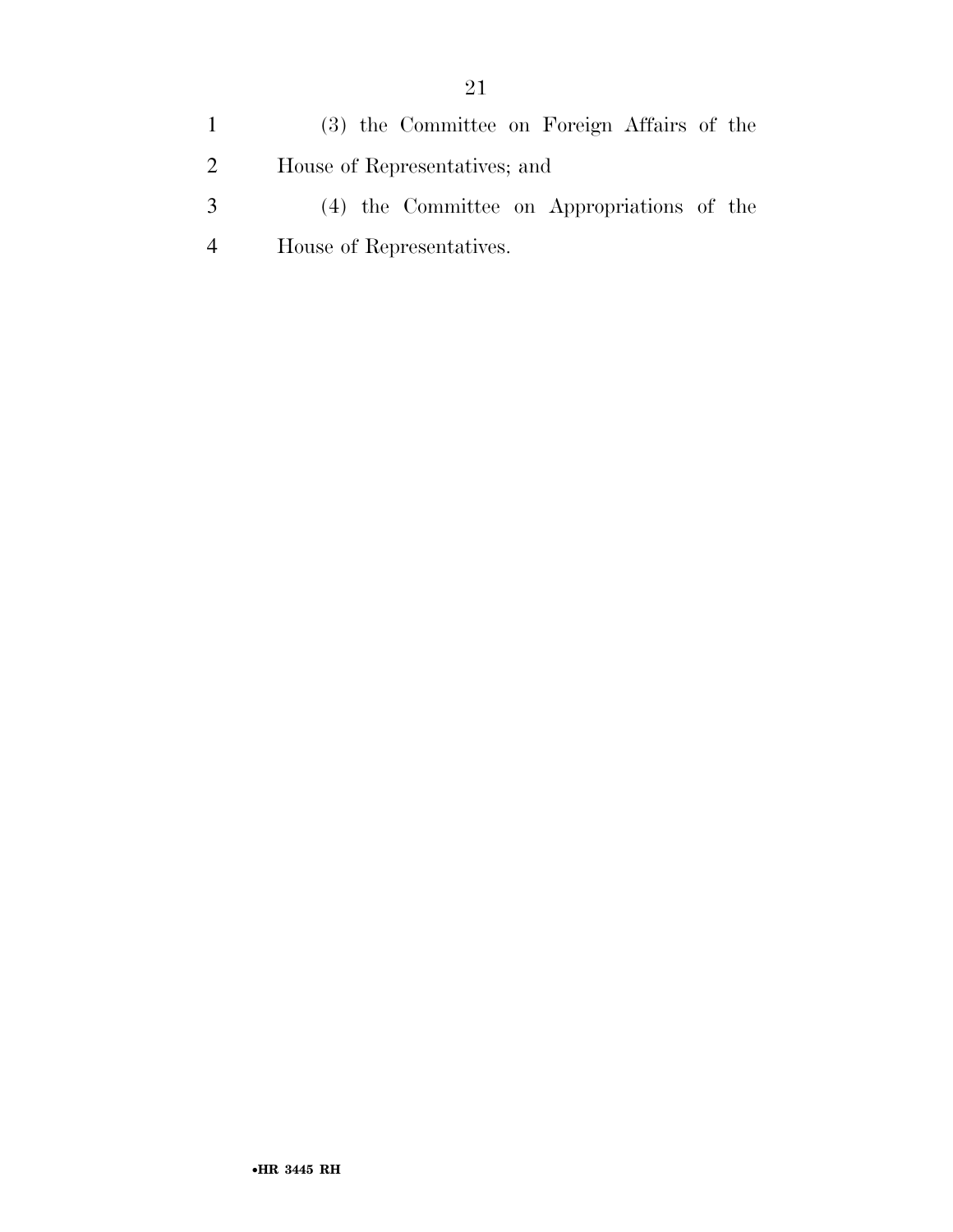(3) the Committee on Foreign Affairs of the House of Representatives; and

(4) the Committee on Appropriations of the House of Representatives.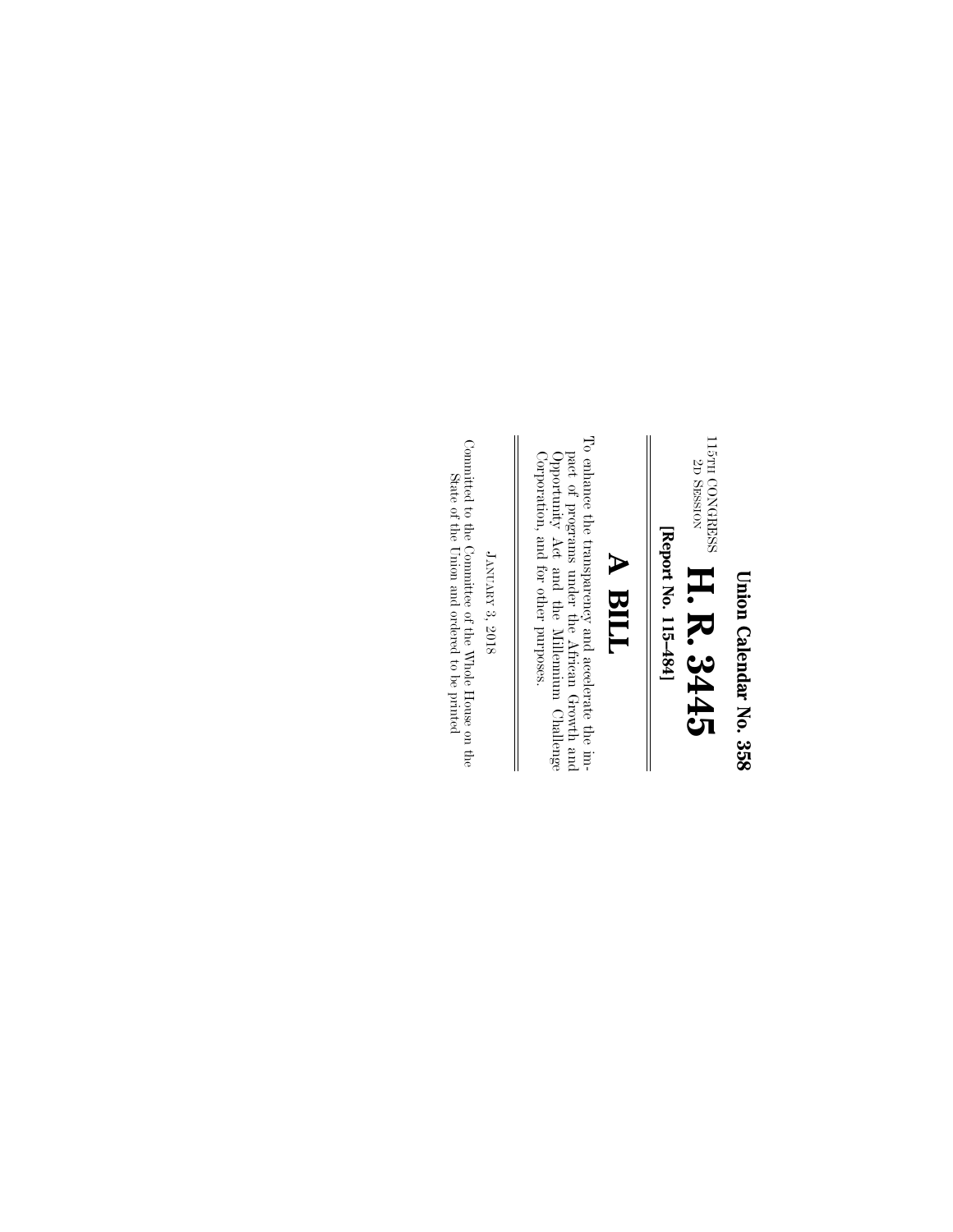**Union Calendar No. 358**

115TH CONGRESS
2D SESSION

# H. R. 3445

**[Report No. 115–484]**

# A BILL

To enhance the transparency and accelerate the impact of programs under the African Growth and Opportunity Act and the Millennium Challenge Corporation, and for other purposes.

JANUARY 3, 2018

Committed to the Committee of the Whole House on the State of the Union and ordered to be printed